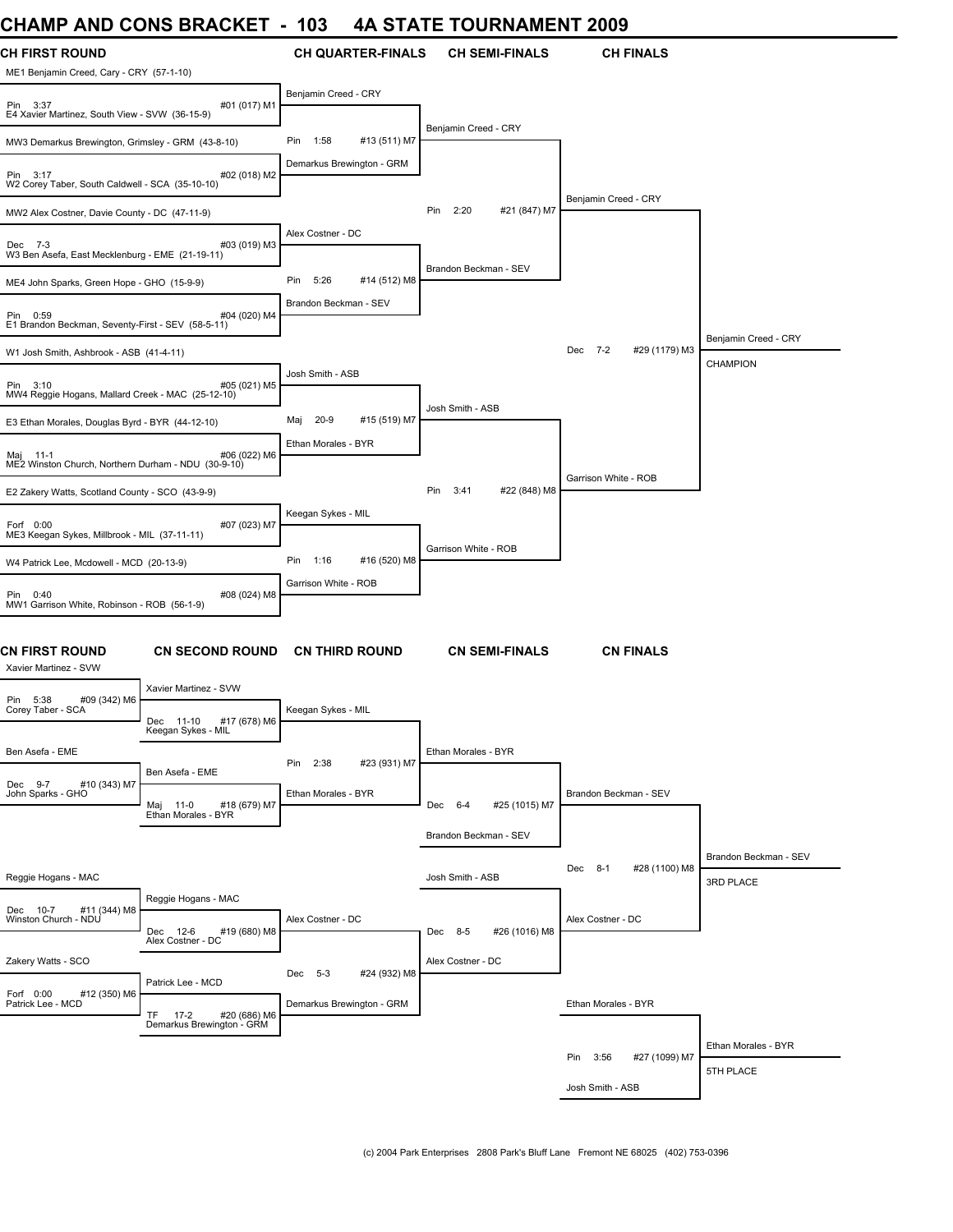# CHAMP AND CONS BRACKET - 103 4A STATE TOURNAMENT 2009

## CH FIRST ROUND

ME1 Benjamin Creed, Cary - CRY (57-1-10)
Pin 3:37 #01 (017) M1
E4 Xavier Martinez, South View - SVW (36-15-9)

MW3 Demarkus Brewington, Grimsley - GRM (43-8-10)
Pin 3:17 #02 (018) M2
W2 Corey Taber, South Caldwell - SCA (35-10-10)

MW2 Alex Costner, Davie County - DC (47-11-9)
Dec 7-3 #03 (019) M3
W3 Ben Asefa, East Mecklenburg - EME (21-19-11)

ME4 John Sparks, Green Hope - GHO (15-9-9)
Pin 0:59 #04 (020) M4
E1 Brandon Beckman, Seventy-First - SEV (58-5-11)

W1 Josh Smith, Ashbrook - ASB (41-4-11)
Pin 3:10 #05 (021) M5
MW4 Reggie Hogans, Mallard Creek - MAC (25-12-10)

E3 Ethan Morales, Douglas Byrd - BYR (44-12-10)
Maj 11-1 #06 (022) M6
ME2 Winston Church, Northern Durham - NDU (30-9-10)

E2 Zakery Watts, Scotland County - SCO (43-9-9)
Forf 0:00 #07 (023) M7
ME3 Keegan Sykes, Millbrook - MIL (37-11-11)

W4 Patrick Lee, Mcdowell - MCD (20-13-9)
Pin 0:40 #08 (024) M8
MW1 Garrison White, Robinson - ROB (56-1-9)

## CH QUARTER-FINALS

Benjamin Creed - CRY
Pin 1:58 #13 (511) M7
Demarkus Brewington - GRM

Alex Costner - DC
Pin 5:26 #14 (512) M8
Brandon Beckman - SEV

Josh Smith - ASB
Maj 20-9 #15 (519) M7
Ethan Morales - BYR

Keegan Sykes - MIL
Pin 1:16 #16 (520) M8
Garrison White - ROB

## CH SEMI-FINALS

Benjamin Creed - CRY
Pin 2:20 #21 (847) M7
Brandon Beckman - SEV

Josh Smith - ASB
Pin 3:41 #22 (848) M8
Garrison White - ROB

## CH FINALS

Benjamin Creed - CRY
Dec 7-2 #29 (1179) M3
Garrison White - ROB

Benjamin Creed - CRY
CHAMPION

## CN FIRST ROUND

Xavier Martinez - SVW
Pin 5:38 #09 (342) M6
Corey Taber - SCA

Ben Asefa - EME
Dec 9-7 #10 (343) M7
John Sparks - GHO

Reggie Hogans - MAC
Dec 10-7 #11 (344) M8
Winston Church - NDU

Zakery Watts - SCO
Forf 0:00 #12 (350) M6
Patrick Lee - MCD

## CN SECOND ROUND

Xavier Martinez - SVW
Dec 11-10 #17 (678) M6
Keegan Sykes - MIL

Ben Asefa - EME
Maj 11-0 #18 (679) M7
Ethan Morales - BYR

Reggie Hogans - MAC
Dec 12-6 #19 (680) M8
Alex Costner - DC

Patrick Lee - MCD
TF 17-2 #20 (686) M6
Demarkus Brewington - GRM

## CN THIRD ROUND

Keegan Sykes - MIL
Pin 2:38 #23 (931) M7
Ethan Morales - BYR

Alex Costner - DC
Dec 5-3 #24 (932) M8
Demarkus Brewington - GRM

## CN SEMI-FINALS

Ethan Morales - BYR
Dec 6-4 #25 (1015) M7
Brandon Beckman - SEV

Josh Smith - ASB
Dec 8-5 #26 (1016) M8
Alex Costner - DC

## CN FINALS

Brandon Beckman - SEV
Dec 8-1 #28 (1100) M8
Alex Costner - DC

Brandon Beckman - SEV
3RD PLACE

Ethan Morales - BYR
Pin 3:56 #27 (1099) M7
Josh Smith - ASB

Ethan Morales - BYR
5TH PLACE

(c) 2004 Park Enterprises 2808 Park's Bluff Lane Fremont NE 68025 (402) 753-0396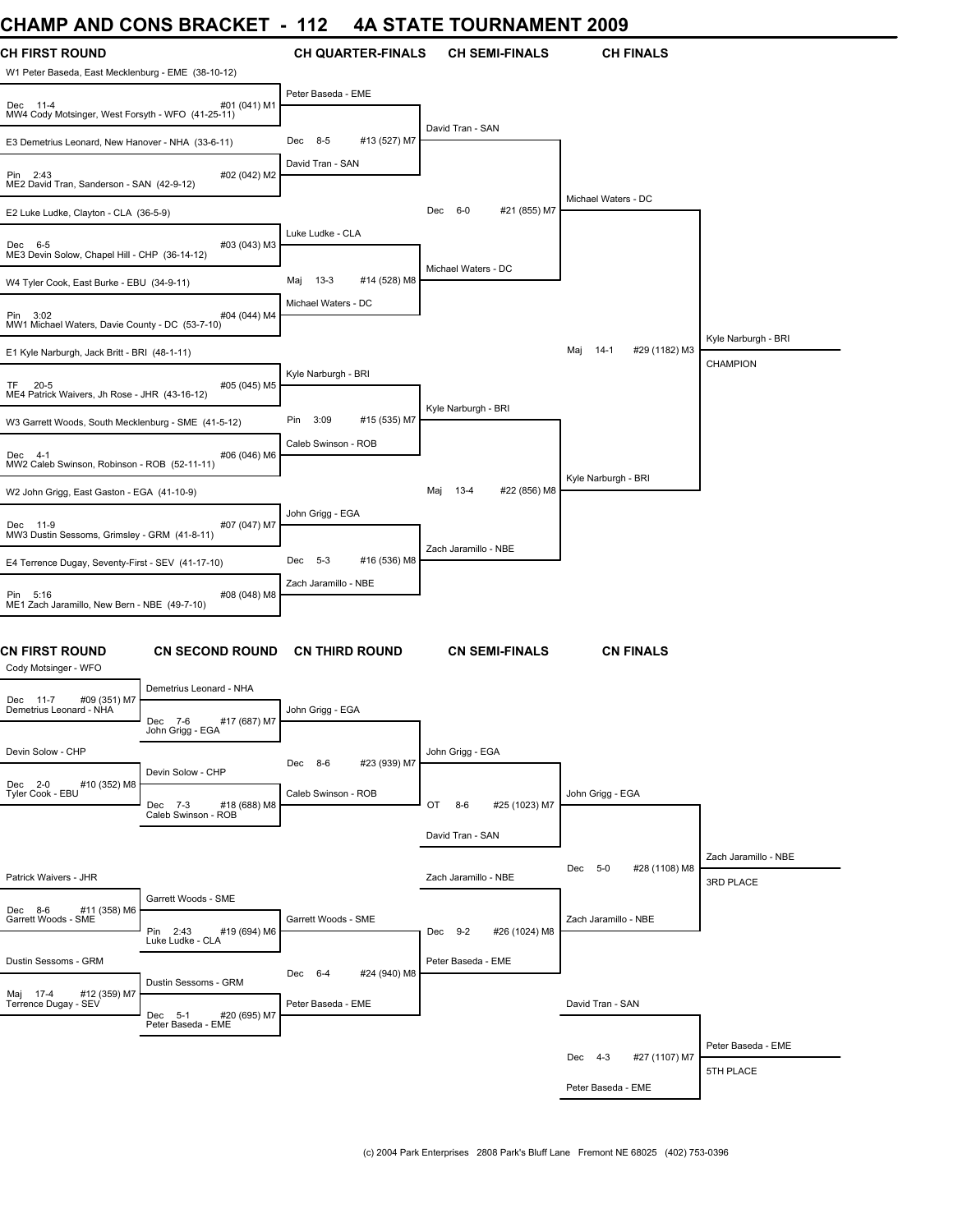# CHAMP AND CONS BRACKET - 112 4A STATE TOURNAMENT 2009

## CH FIRST ROUND

- W1 Peter Baseda, East Mecklenburg - EME (38-10-12)
- Dec 11-4 #01 (041) M1
- MW4 Cody Motsinger, West Forsyth - WFO (41-25-11)
- E3 Demetrius Leonard, New Hanover - NHA (33-6-11)
- Pin 2:43 #02 (042) M2
- ME2 David Tran, Sanderson - SAN (42-9-12)
- E2 Luke Ludke, Clayton - CLA (36-5-9)
- Dec 6-5 #03 (043) M3
- ME3 Devin Solow, Chapel Hill - CHP (36-14-12)
- W4 Tyler Cook, East Burke - EBU (34-9-11)
- Pin 3:02 #04 (044) M4
- MW1 Michael Waters, Davie County - DC (53-7-10)
- E1 Kyle Narburgh, Jack Britt - BRI (48-1-11)
- TF 20-5 #05 (045) M5
- ME4 Patrick Waivers, Jh Rose - JHR (43-16-12)
- W3 Garrett Woods, South Mecklenburg - SME (41-5-12)
- Dec 4-1 #06 (046) M6
- MW2 Caleb Swinson, Robinson - ROB (52-11-11)
- W2 John Grigg, East Gaston - EGA (41-10-9)
- Dec 11-9 #07 (047) M7
- MW3 Dustin Sessoms, Grimsley - GRM (41-8-11)
- E4 Terrence Dugay, Seventy-First - SEV (41-17-10)
- Pin 5:16 #08 (048) M8
- ME1 Zach Jaramillo, New Bern - NBE (49-7-10)

## CH QUARTER-FINALS

- Peter Baseda - EME
- Dec 8-5 #13 (527) M7
- David Tran - SAN
- Luke Ludke - CLA
- Maj 13-3 #14 (528) M8
- Michael Waters - DC
- Kyle Narburgh - BRI
- Pin 3:09 #15 (535) M7
- Caleb Swinson - ROB
- John Grigg - EGA
- Dec 5-3 #16 (536) M8
- Zach Jaramillo - NBE

## CH SEMI-FINALS

- David Tran - SAN
- Dec 6-0 #21 (855) M7
- Michael Waters - DC
- Kyle Narburgh - BRI
- Maj 13-4 #22 (856) M8
- Zach Jaramillo - NBE

## CH FINALS

- Michael Waters - DC
- Maj 14-1 #29 (1182) M3
- Kyle Narburgh - BRI

Kyle Narburgh - BRI
CHAMPION

## CN FIRST ROUND

- Cody Motsinger - WFO
- Dec 11-7 #09 (351) M7
- Demetrius Leonard - NHA
- Devin Solow - CHP
- Dec 2-0 #10 (352) M8
- Tyler Cook - EBU
- Patrick Waivers - JHR
- Dec 8-6 #11 (358) M6
- Garrett Woods - SME
- Dustin Sessoms - GRM
- Maj 17-4 #12 (359) M7
- Terrence Dugay - SEV

## CN SECOND ROUND

- Demetrius Leonard - NHA
- Dec 7-6 #17 (687) M7
- John Grigg - EGA
- Devin Solow - CHP
- Dec 7-3 #18 (688) M8
- Caleb Swinson - ROB
- Garrett Woods - SME
- Pin 2:43 #19 (694) M6
- Luke Ludke - CLA
- Dustin Sessoms - GRM
- Dec 5-1 #20 (695) M7
- Peter Baseda - EME

## CN THIRD ROUND

- John Grigg - EGA
- Dec 8-6 #23 (939) M7
- Caleb Swinson - ROB
- Garrett Woods - SME
- Dec 6-4 #24 (940) M8
- Peter Baseda - EME

## CN SEMI-FINALS

- John Grigg - EGA
- OT 8-6 #25 (1023) M7
- David Tran - SAN
- Zach Jaramillo - NBE
- Dec 9-2 #26 (1024) M8
- Peter Baseda - EME

## CN FINALS

- John Grigg - EGA
- Dec 5-0 #28 (1108) M8
- Zach Jaramillo - NBE

Zach Jaramillo - NBE
3RD PLACE

- David Tran - SAN
- Dec 4-3 #27 (1107) M7
- Peter Baseda - EME

Peter Baseda - EME
5TH PLACE

(c) 2004 Park Enterprises 2808 Park's Bluff Lane Fremont NE 68025 (402) 753-0396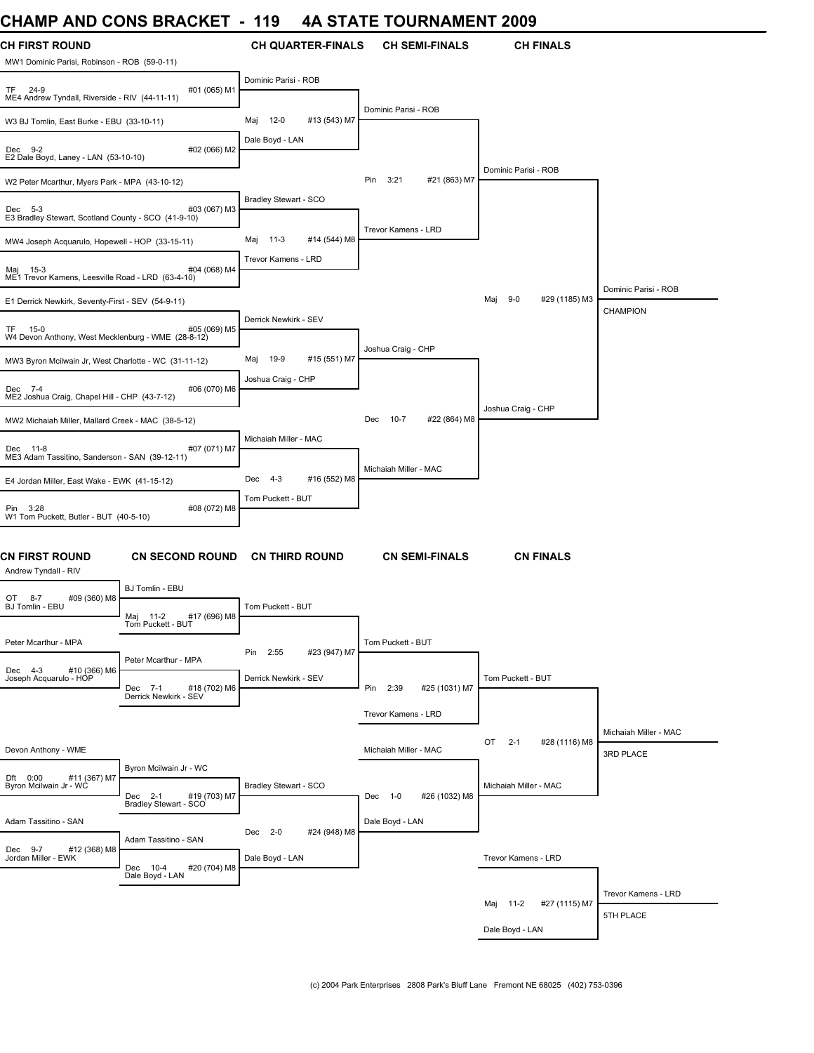# CHAMP AND CONS BRACKET - 119 4A STATE TOURNAMENT 2009

## CH FIRST ROUND

- MW1 Dominic Parisi, Robinson - ROB (59-0-11)
  - TF 24-9 #01 (065) M1
- ME4 Andrew Tyndall, Riverside - RIV (44-11-11)
- W3 BJ Tomlin, East Burke - EBU (33-10-11)
  - Dec 9-2 #02 (066) M2
- E2 Dale Boyd, Laney - LAN (53-10-10)
- W2 Peter Mcarthur, Myers Park - MPA (43-10-12)
  - Dec 5-3 #03 (067) M3
- E3 Bradley Stewart, Scotland County - SCO (41-9-10)
- MW4 Joseph Acquarulo, Hopewell - HOP (33-15-11)
  - Maj 15-3 #04 (068) M4
- ME1 Trevor Kamens, Leesville Road - LRD (63-4-10)
- E1 Derrick Newkirk, Seventy-First - SEV (54-9-11)
  - TF 15-0 #05 (069) M5
- W4 Devon Anthony, West Mecklenburg - WME (28-8-12)
- MW3 Byron Mcilwain Jr, West Charlotte - WC (31-11-12)
  - Dec 7-4 #06 (070) M6
- ME2 Joshua Craig, Chapel Hill - CHP (43-7-12)
- MW2 Michaiah Miller, Mallard Creek - MAC (38-5-12)
  - Dec 11-8 #07 (071) M7
- ME3 Adam Tassitino, Sanderson - SAN (39-12-11)
- E4 Jordan Miller, East Wake - EWK (41-15-12)
  - Pin 3:28 #08 (072) M8
- W1 Tom Puckett, Butler - BUT (40-5-10)

## CH QUARTER-FINALS

- Dominic Parisi - ROB
  - Maj 12-0 #13 (543) M7
- Dale Boyd - LAN
- Bradley Stewart - SCO
  - Maj 11-3 #14 (544) M8
- Trevor Kamens - LRD
- Derrick Newkirk - SEV
  - Maj 19-9 #15 (551) M7
- Joshua Craig - CHP
- Michaiah Miller - MAC
  - Dec 4-3 #16 (552) M8
- Tom Puckett - BUT

## CH SEMI-FINALS

- Dominic Parisi - ROB
  - Pin 3:21 #21 (863) M7
- Trevor Kamens - LRD
- Joshua Craig - CHP
  - Dec 10-7 #22 (864) M8
- Michaiah Miller - MAC

## CH FINALS

- Dominic Parisi - ROB
  - Maj 9-0 #29 (1185) M3
- Joshua Craig - CHP

**Dominic Parisi - ROB — CHAMPION**

## CN FIRST ROUND

- Andrew Tyndall - RIV
  - OT 8-7 #09 (360) M8
- BJ Tomlin - EBU
- Peter Mcarthur - MPA
  - Dec 4-3 #10 (366) M6
- Joseph Acquarulo - HOP
- Devon Anthony - WME
  - Dft 0:00 #11 (367) M7
- Byron Mcilwain Jr - WC
- Adam Tassitino - SAN
  - Dec 9-7 #12 (368) M8
- Jordan Miller - EWK

## CN SECOND ROUND

- BJ Tomlin - EBU
  - Maj 11-2 #17 (696) M8
- Tom Puckett - BUT
- Peter Mcarthur - MPA
  - Dec 7-1 #18 (702) M6
- Derrick Newkirk - SEV
- Byron Mcilwain Jr - WC
  - Dec 2-1 #19 (703) M7
- Bradley Stewart - SCO
- Adam Tassitino - SAN
  - Dec 10-4 #20 (704) M8
- Dale Boyd - LAN

## CN THIRD ROUND

- Tom Puckett - BUT
  - Pin 2:55 #23 (947) M7
- Derrick Newkirk - SEV
- Bradley Stewart - SCO
  - Dec 2-0 #24 (948) M8
- Dale Boyd - LAN

## CN SEMI-FINALS

- Tom Puckett - BUT
  - Pin 2:39 #25 (1031) M7
- Trevor Kamens - LRD
- Michaiah Miller - MAC
  - Dec 1-0 #26 (1032) M8
- Dale Boyd - LAN

## CN FINALS

- Tom Puckett - BUT
  - OT 2-1 #28 (1116) M8
- Michaiah Miller - MAC

**Michaiah Miller - MAC — 3RD PLACE**

- Trevor Kamens - LRD
  - Maj 11-2 #27 (1115) M7
- Dale Boyd - LAN

**Trevor Kamens - LRD — 5TH PLACE**

(c) 2004 Park Enterprises 2808 Park's Bluff Lane Fremont NE 68025 (402) 753-0396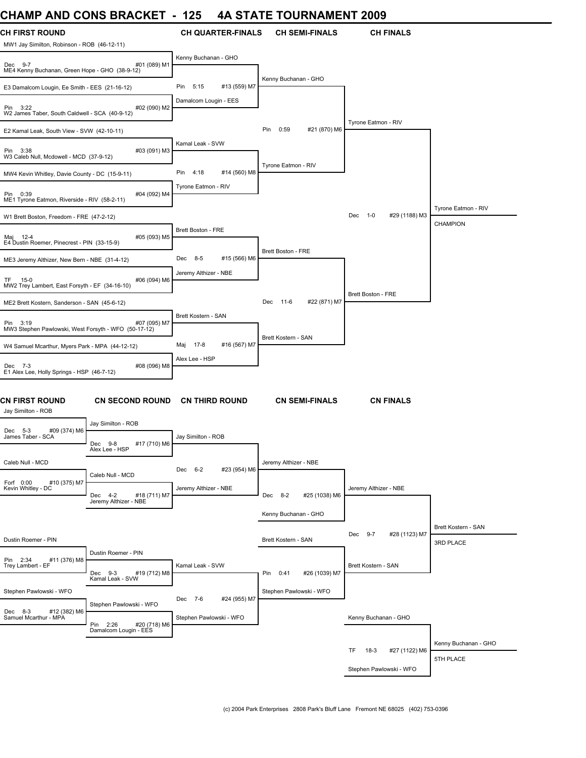# CHAMP AND CONS BRACKET - 125 4A STATE TOURNAMENT 2009

## CH FIRST ROUND

| CH FIRST ROUND | CH QUARTER-FINALS | CH SEMI-FINALS | CH FINALS |
|---|---|---|---|
| MW1 Jay Similton, Robinson - ROB (46-12-11) | | | |
| Dec 9-7 #01 (089) M1 | Kenny Buchanan - GHO | | |
| ME4 Kenny Buchanan, Green Hope - GHO (38-9-12) | | Kenny Buchanan - GHO | |
| E3 Damalcom Lougin, Ee Smith - EES (21-16-12) | Pin 5:15 #13 (559) M7 | | |
| Pin 3:22 #02 (090) M2 | Damalcom Lougin - EES | | |
| W2 James Taber, South Caldwell - SCA (40-9-12) | | | Tyrone Eatmon - RIV |
| E2 Kamal Leak, South View - SVW (42-10-11) | | Pin 0:59 #21 (870) M6 | |
| Pin 3:38 #03 (091) M3 | Kamal Leak - SVW | | |
| W3 Caleb Null, Mcdowell - MCD (37-9-12) | | Tyrone Eatmon - RIV | |
| MW4 Kevin Whitley, Davie County - DC (15-9-11) | Pin 4:18 #14 (560) M8 | | |
| Pin 0:39 #04 (092) M4 | Tyrone Eatmon - RIV | | |
| ME1 Tyrone Eatmon, Riverside - RIV (58-2-11) | | | |
| W1 Brett Boston, Freedom - FRE (47-2-12) | | | Dec 1-0 #29 (1188) M3 |
| Maj 12-4 #05 (093) M5 | Brett Boston - FRE | | |
| E4 Dustin Roemer, Pinecrest - PIN (33-15-9) | | Brett Boston - FRE | |
| ME3 Jeremy Althizer, New Bern - NBE (31-4-12) | Dec 8-5 #15 (566) M6 | | |
| TF 15-0 #06 (094) M6 | Jeremy Althizer - NBE | | |
| MW2 Trey Lambert, East Forsyth - EF (34-16-10) | | | Brett Boston - FRE |
| ME2 Brett Kostern, Sanderson - SAN (45-6-12) | | Dec 11-6 #22 (871) M7 | |
| Pin 3:19 #07 (095) M7 | Brett Kostern - SAN | | |
| MW3 Stephen Pawlowski, West Forsyth - WFO (50-17-12) | | Brett Kostern - SAN | |
| W4 Samuel Mcarthur, Myers Park - MPA (44-12-12) | Maj 17-8 #16 (567) M7 | | |
| Dec 7-3 #08 (096) M8 | Alex Lee - HSP | | |
| E1 Alex Lee, Holly Springs - HSP (46-7-12) | | | |

**Tyrone Eatmon - RIV — CHAMPION**

## CN FIRST ROUND

| CN FIRST ROUND | CN SECOND ROUND | CN THIRD ROUND | CN SEMI-FINALS | CN FINALS |
|---|---|---|---|---|
| Jay Similton - ROB | | | | |
| Dec 5-3 #09 (374) M6 | Jay Similton - ROB | | | |
| James Taber - SCA | Dec 9-8 #17 (710) M6 | Jay Similton - ROB | | |
| | Alex Lee - HSP | | | |
| Caleb Null - MCD | | Dec 6-2 #23 (954) M6 | Jeremy Althizer - NBE | |
| Forf 0:00 #10 (375) M7 | Caleb Null - MCD | | | |
| Kevin Whitley - DC | Dec 4-2 #18 (711) M7 | Jeremy Althizer - NBE | Dec 8-2 #25 (1038) M6 | Jeremy Althizer - NBE |
| | Jeremy Althizer - NBE | | | |
| | | | Kenny Buchanan - GHO | |
| Dustin Roemer - PIN | | | Brett Kostern - SAN | Dec 9-7 #28 (1123) M7 |
| Pin 2:34 #11 (376) M8 | Dustin Roemer - PIN | | | |
| Trey Lambert - EF | Dec 9-3 #19 (712) M8 | Kamal Leak - SVW | Pin 0:41 #26 (1039) M7 | Brett Kostern - SAN |
| | Kamal Leak - SVW | | | |
| Stephen Pawlowski - WFO | | Dec 7-6 #24 (955) M7 | Stephen Pawlowski - WFO | |
| Dec 8-3 #12 (382) M6 | Stephen Pawlowski - WFO | | | |
| Samuel Mcarthur - MPA | Pin 2:26 #20 (718) M6 | Stephen Pawlowski - WFO | | Kenny Buchanan - GHO |
| | Damalcom Lougin - EES | | | |
| | | | | TF 18-3 #27 (1122) M6 |
| | | | | Stephen Pawlowski - WFO |

**Brett Kostern - SAN — 3RD PLACE**

**Kenny Buchanan - GHO — 5TH PLACE**

(c) 2004 Park Enterprises 2808 Park's Bluff Lane Fremont NE 68025 (402) 753-0396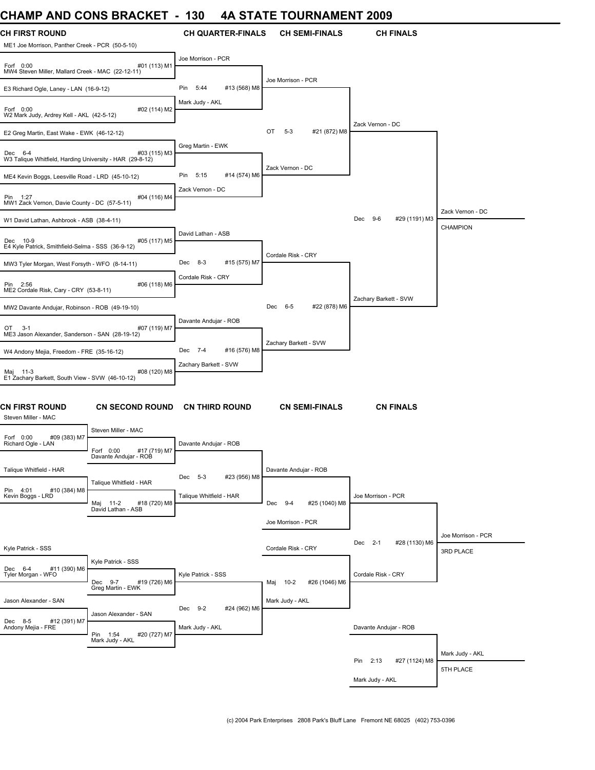# CHAMP AND CONS BRACKET - 130 4A STATE TOURNAMENT 2009

## CH FIRST ROUND

ME1 Joe Morrison, Panther Creek - PCR (50-5-10)
Forf 0:00 #01 (113) M1
MW4 Steven Miller, Mallard Creek - MAC (22-12-11)

E3 Richard Ogle, Laney - LAN (16-9-12)
Forf 0:00 #02 (114) M2
W2 Mark Judy, Ardrey Kell - AKL (42-5-12)

E2 Greg Martin, East Wake - EWK (46-12-12)
Dec 6-4 #03 (115) M3
W3 Talique Whitfield, Harding University - HAR (29-8-12)

ME4 Kevin Boggs, Leesville Road - LRD (45-10-12)
Pin 1:27 #04 (116) M4
MW1 Zack Vernon, Davie County - DC (57-5-11)

W1 David Lathan, Ashbrook - ASB (38-4-11)
Dec 10-9 #05 (117) M5
E4 Kyle Patrick, Smithfield-Selma - SSS (36-9-12)

MW3 Tyler Morgan, West Forsyth - WFO (8-14-11)
Pin 2:56 #06 (118) M6
ME2 Cordale Risk, Cary - CRY (53-8-11)

MW2 Davante Andujar, Robinson - ROB (49-19-10)
OT 3-1 #07 (119) M7
ME3 Jason Alexander, Sanderson - SAN (28-19-12)

W4 Andony Mejia, Freedom - FRE (35-16-12)
Maj 11-3 #08 (120) M8
E1 Zachary Barkett, South View - SVW (46-10-12)

## CH QUARTER-FINALS

Joe Morrison - PCR
Pin 5:44 #13 (568) M8
Mark Judy - AKL

Greg Martin - EWK
Pin 5:15 #14 (574) M6
Zack Vernon - DC

David Lathan - ASB
Dec 8-3 #15 (575) M7
Cordale Risk - CRY

Davante Andujar - ROB
Dec 7-4 #16 (576) M8
Zachary Barkett - SVW

## CH SEMI-FINALS

Joe Morrison - PCR
OT 5-3 #21 (872) M8
Zack Vernon - DC

Cordale Risk - CRY
Dec 6-5 #22 (878) M6
Zachary Barkett - SVW

## CH FINALS

Zack Vernon - DC
Dec 9-6 #29 (1191) M3
Zachary Barkett - SVW

Zack Vernon - DC
CHAMPION

## CN FIRST ROUND

Steven Miller - MAC
Forf 0:00 #09 (383) M7
Richard Ogle - LAN

Talique Whitfield - HAR
Pin 4:01 #10 (384) M8
Kevin Boggs - LRD

Kyle Patrick - SSS
Dec 6-4 #11 (390) M6
Tyler Morgan - WFO

Jason Alexander - SAN
Dec 8-5 #12 (391) M7
Andony Mejia - FRE

## CN SECOND ROUND

Steven Miller - MAC
Forf 0:00 #17 (719) M7
Davante Andujar - ROB

Talique Whitfield - HAR
Maj 11-2 #18 (720) M8
David Lathan - ASB

Kyle Patrick - SSS
Dec 9-7 #19 (726) M6
Greg Martin - EWK

Jason Alexander - SAN
Pin 1:54 #20 (727) M7
Mark Judy - AKL

## CN THIRD ROUND

Davante Andujar - ROB
Dec 5-3 #23 (956) M8
Talique Whitfield - HAR

Kyle Patrick - SSS
Dec 9-2 #24 (962) M6
Mark Judy - AKL

## CN SEMI-FINALS

Davante Andujar - ROB
Dec 9-4 #25 (1040) M8
Joe Morrison - PCR

Cordale Risk - CRY
Maj 10-2 #26 (1046) M6
Mark Judy - AKL

## CN FINALS

Joe Morrison - PCR
Dec 2-1 #28 (1130) M6
Cordale Risk - CRY

Joe Morrison - PCR
3RD PLACE

Davante Andujar - ROB
Pin 2:13 #27 (1124) M8
Mark Judy - AKL

Mark Judy - AKL
5TH PLACE

(c) 2004 Park Enterprises 2808 Park's Bluff Lane Fremont NE 68025 (402) 753-0396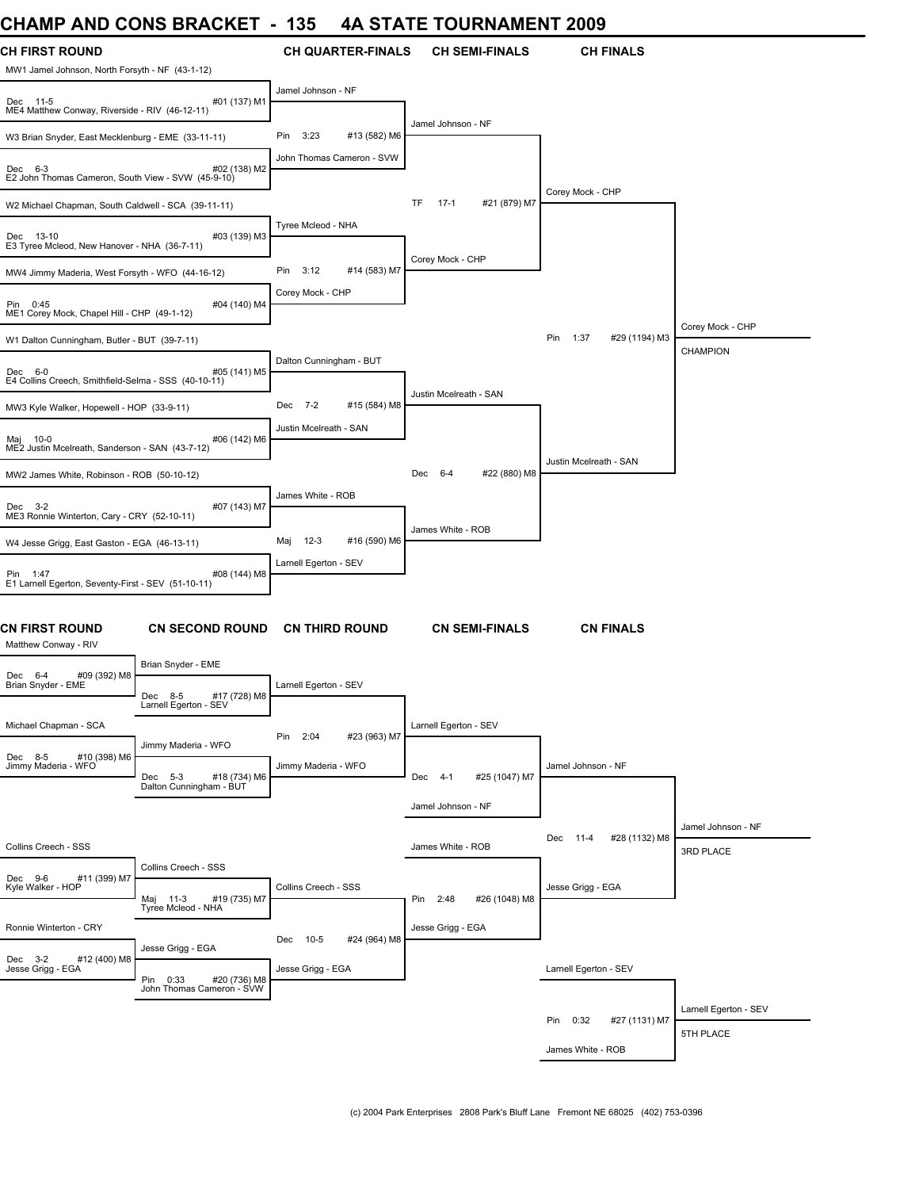# CHAMP AND CONS BRACKET - 135 4A STATE TOURNAMENT 2009

## CH FIRST ROUND

- MW1 Jamel Johnson, North Forsyth - NF (43-1-12)
- Dec 11-5 #01 (137) M1
- ME4 Matthew Conway, Riverside - RIV (46-12-11)
- W3 Brian Snyder, East Mecklenburg - EME (33-11-11)
- Dec 6-3 #02 (138) M2
- E2 John Thomas Cameron, South View - SVW (45-9-10)
- W2 Michael Chapman, South Caldwell - SCA (39-11-11)
- Dec 13-10 #03 (139) M3
- E3 Tyree Mcleod, New Hanover - NHA (36-7-11)
- MW4 Jimmy Maderia, West Forsyth - WFO (44-16-12)
- Pin 0:45 #04 (140) M4
- ME1 Corey Mock, Chapel Hill - CHP (49-1-12)
- W1 Dalton Cunningham, Butler - BUT (39-7-11)
- Dec 6-0 #05 (141) M5
- E4 Collins Creech, Smithfield-Selma - SSS (40-10-11)
- MW3 Kyle Walker, Hopewell - HOP (33-9-11)
- Maj 10-0 #06 (142) M6
- ME2 Justin Mcelreath, Sanderson - SAN (43-7-12)
- MW2 James White, Robinson - ROB (50-10-12)
- Dec 3-2 #07 (143) M7
- ME3 Ronnie Winterton, Cary - CRY (52-10-11)
- W4 Jesse Grigg, East Gaston - EGA (46-13-11)
- Pin 1:47 #08 (144) M8
- E1 Larnell Egerton, Seventy-First - SEV (51-10-11)

## CH QUARTER-FINALS

- Jamel Johnson - NF
- Pin 3:23 #13 (582) M6
- John Thomas Cameron - SVW
- Tyree Mcleod - NHA
- Pin 3:12 #14 (583) M7
- Corey Mock - CHP
- Dalton Cunningham - BUT
- Dec 7-2 #15 (584) M8
- Justin Mcelreath - SAN
- James White - ROB
- Maj 12-3 #16 (590) M6
- Larnell Egerton - SEV

## CH SEMI-FINALS

- Jamel Johnson - NF
- TF 17-1 #21 (879) M7
- Corey Mock - CHP
- Justin Mcelreath - SAN
- Dec 6-4 #22 (880) M8
- James White - ROB

## CH FINALS

- Corey Mock - CHP
- Pin 1:37 #29 (1194) M3
- Justin Mcelreath - SAN

Corey Mock - CHP
CHAMPION

## CN FIRST ROUND

- Matthew Conway - RIV
- Dec 6-4 #09 (392) M8
- Brian Snyder - EME
- Michael Chapman - SCA
- Dec 8-5 #10 (398) M6
- Jimmy Maderia - WFO
- Collins Creech - SSS
- Dec 9-6 #11 (399) M7
- Kyle Walker - HOP
- Ronnie Winterton - CRY
- Dec 3-2 #12 (400) M8
- Jesse Grigg - EGA

## CN SECOND ROUND

- Brian Snyder - EME
- Dec 8-5 #17 (728) M8
- Larnell Egerton - SEV
- Jimmy Maderia - WFO
- Dec 5-3 #18 (734) M6
- Dalton Cunningham - BUT
- Collins Creech - SSS
- Maj 11-3 #19 (735) M7
- Tyree Mcleod - NHA
- Jesse Grigg - EGA
- Pin 0:33 #20 (736) M8
- John Thomas Cameron - SVW

## CN THIRD ROUND

- Larnell Egerton - SEV
- Pin 2:04 #23 (963) M7
- Jimmy Maderia - WFO
- Collins Creech - SSS
- Dec 10-5 #24 (964) M8
- Jesse Grigg - EGA

## CN SEMI-FINALS

- Larnell Egerton - SEV
- Dec 4-1 #25 (1047) M7
- Jamel Johnson - NF
- James White - ROB
- Pin 2:48 #26 (1048) M8
- Jesse Grigg - EGA

## CN FINALS

- Jamel Johnson - NF
- Dec 11-4 #28 (1132) M8
- Jesse Grigg - EGA

Jamel Johnson - NF
3RD PLACE

- Larnell Egerton - SEV
- Pin 0:32 #27 (1131) M7
- James White - ROB

Larnell Egerton - SEV
5TH PLACE

(c) 2004 Park Enterprises 2808 Park's Bluff Lane Fremont NE 68025 (402) 753-0396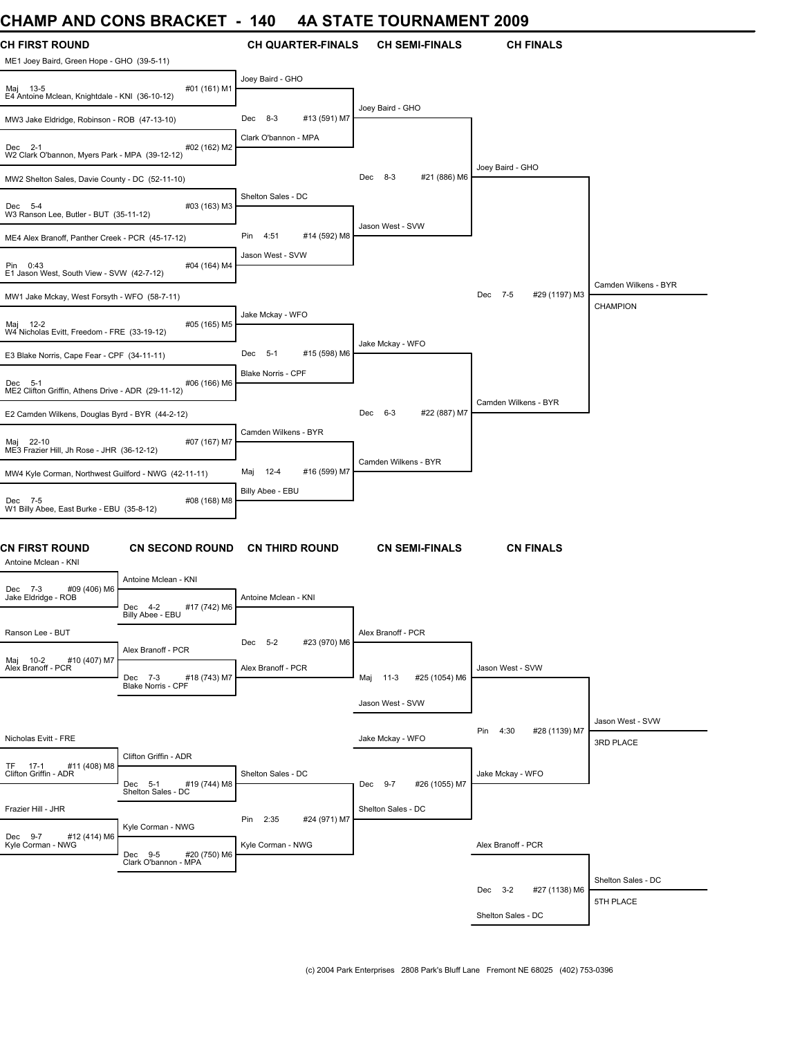# CHAMP AND CONS BRACKET - 140 4A STATE TOURNAMENT 2009

## CH FIRST ROUND

| Bout | Wrestler 1 | Wrestler 2 | Result | Winner |
|---|---|---|---|---|
| #01 (161) M1 | ME1 Joey Baird, Green Hope - GHO (39-5-11) | E4 Antoine Mclean, Knightdale - KNI (36-10-12) | Maj 13-5 | Joey Baird - GHO |
| #02 (162) M2 | MW3 Jake Eldridge, Robinson - ROB (47-13-10) | W2 Clark O'bannon, Myers Park - MPA (39-12-12) | Dec 2-1 | Clark O'bannon - MPA |
| #03 (163) M3 | MW2 Shelton Sales, Davie County - DC (52-11-10) | W3 Ranson Lee, Butler - BUT (35-11-12) | Dec 5-4 | Shelton Sales - DC |
| #04 (164) M4 | ME4 Alex Branoff, Panther Creek - PCR (45-17-12) | E1 Jason West, South View - SVW (42-7-12) | Pin 0:43 | Jason West - SVW |
| #05 (165) M5 | MW1 Jake Mckay, West Forsyth - WFO (58-7-11) | W4 Nicholas Evitt, Freedom - FRE (33-19-12) | Maj 12-2 | Jake Mckay - WFO |
| #06 (166) M6 | E3 Blake Norris, Cape Fear - CPF (34-11-11) | ME2 Clifton Griffin, Athens Drive - ADR (29-11-12) | Dec 5-1 | Blake Norris - CPF |
| #07 (167) M7 | E2 Camden Wilkens, Douglas Byrd - BYR (44-2-12) | ME3 Frazier Hill, Jh Rose - JHR (36-12-12) | Maj 22-10 | Camden Wilkens - BYR |
| #08 (168) M8 | MW4 Kyle Corman, Northwest Guilford - NWG (42-11-11) | W1 Billy Abee, East Burke - EBU (35-8-12) | Dec 7-5 | Billy Abee - EBU |

## CH QUARTER-FINALS

| Bout | Wrestler 1 | Wrestler 2 | Result | Winner |
|---|---|---|---|---|
| #13 (591) M7 | Joey Baird - GHO | Clark O'bannon - MPA | Dec 8-3 | Joey Baird - GHO |
| #14 (592) M8 | Shelton Sales - DC | Jason West - SVW | Pin 4:51 | Jason West - SVW |
| #15 (598) M6 | Jake Mckay - WFO | Blake Norris - CPF | Dec 5-1 | Jake Mckay - WFO |
| #16 (599) M7 | Camden Wilkens - BYR | Billy Abee - EBU | Maj 12-4 | Camden Wilkens - BYR |

## CH SEMI-FINALS

| Bout | Wrestler 1 | Wrestler 2 | Result | Winner |
|---|---|---|---|---|
| #21 (886) M6 | Joey Baird - GHO | Jason West - SVW | Dec 8-3 | Joey Baird - GHO |
| #22 (887) M7 | Jake Mckay - WFO | Camden Wilkens - BYR | Dec 6-3 | Camden Wilkens - BYR |

## CH FINALS

| Bout | Wrestler 1 | Wrestler 2 | Result | Winner |
|---|---|---|---|---|
| #29 (1197) M3 | Joey Baird - GHO | Camden Wilkens - BYR | Dec 7-5 | Camden Wilkens - BYR |

**CHAMPION:** Camden Wilkens - BYR

## CN FIRST ROUND

| Bout | Wrestler 1 | Wrestler 2 | Result | Winner |
|---|---|---|---|---|
| #09 (406) M6 | Antoine Mclean - KNI | Jake Eldridge - ROB | Dec 7-3 | Antoine Mclean - KNI |
| #10 (407) M7 | Ranson Lee - BUT | Alex Branoff - PCR | Maj 10-2 | Alex Branoff - PCR |
| #11 (408) M8 | Nicholas Evitt - FRE | Clifton Griffin - ADR | TF 17-1 | Clifton Griffin - ADR |
| #12 (414) M6 | Frazier Hill - JHR | Kyle Corman - NWG | Dec 9-7 | Kyle Corman - NWG |

## CN SECOND ROUND

| Bout | Wrestler 1 | Wrestler 2 | Result | Winner |
|---|---|---|---|---|
| #17 (742) M6 | Antoine Mclean - KNI | Billy Abee - EBU | Dec 4-2 | Antoine Mclean - KNI |
| #18 (743) M7 | Alex Branoff - PCR | Blake Norris - CPF | Dec 7-3 | Alex Branoff - PCR |
| #19 (744) M8 | Clifton Griffin - ADR | Shelton Sales - DC | Dec 5-1 | Shelton Sales - DC |
| #20 (750) M6 | Kyle Corman - NWG | Clark O'bannon - MPA | Dec 9-5 | Kyle Corman - NWG |

## CN THIRD ROUND

| Bout | Wrestler 1 | Wrestler 2 | Result | Winner |
|---|---|---|---|---|
| #23 (970) M6 | Antoine Mclean - KNI | Alex Branoff - PCR | Dec 5-2 | Alex Branoff - PCR |
| #24 (971) M7 | Shelton Sales - DC | Kyle Corman - NWG | Pin 2:35 | Shelton Sales - DC |

## CN SEMI-FINALS

| Bout | Wrestler 1 | Wrestler 2 | Result | Winner |
|---|---|---|---|---|
| #25 (1054) M6 | Alex Branoff - PCR | Jason West - SVW | Maj 11-3 | Jason West - SVW |
| #26 (1055) M7 | Jake Mckay - WFO | Shelton Sales - DC | Dec 9-7 | Jake Mckay - WFO |

## CN FINALS

| Bout | Wrestler 1 | Wrestler 2 | Result | Winner |
|---|---|---|---|---|
| #28 (1139) M7 | Jason West - SVW | Jake Mckay - WFO | Pin 4:30 | Jason West - SVW |
| #27 (1138) M6 | Alex Branoff - PCR | Shelton Sales - DC | Dec 3-2 | Shelton Sales - DC |

**3RD PLACE:** Jason West - SVW

**5TH PLACE:** Shelton Sales - DC

(c) 2004 Park Enterprises 2808 Park's Bluff Lane Fremont NE 68025 (402) 753-0396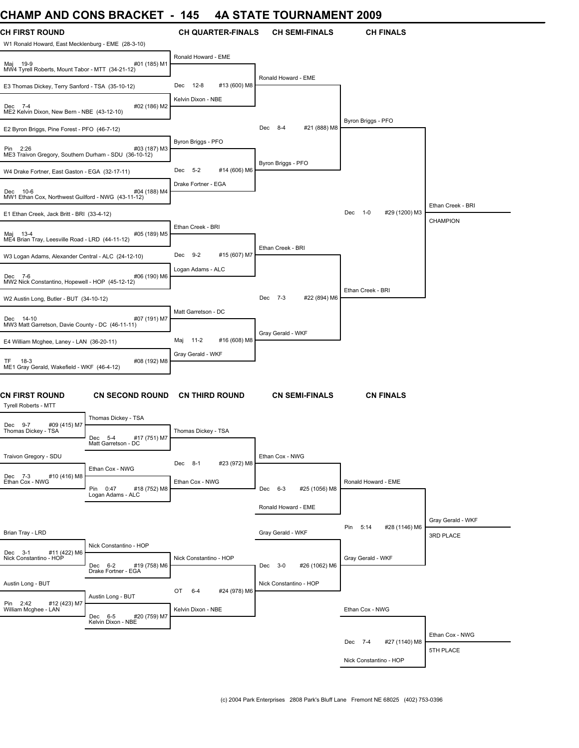# CHAMP AND CONS BRACKET - 145 4A STATE TOURNAMENT 2009

## CH FIRST ROUND

W1 Ronald Howard, East Mecklenburg - EME (28-3-10)
Maj 19-9 #01 (185) M1
MW4 Tyrell Roberts, Mount Tabor - MTT (34-21-12)

E3 Thomas Dickey, Terry Sanford - TSA (35-10-12)
Dec 7-4 #02 (186) M2
ME2 Kelvin Dixon, New Bern - NBE (43-12-10)

E2 Byron Briggs, Pine Forest - PFO (46-7-12)
Pin 2:26 #03 (187) M3
ME3 Traivon Gregory, Southern Durham - SDU (36-10-12)

W4 Drake Fortner, East Gaston - EGA (32-17-11)
Dec 10-6 #04 (188) M4
MW1 Ethan Cox, Northwest Guilford - NWG (43-11-12)

E1 Ethan Creek, Jack Britt - BRI (33-4-12)
Maj 13-4 #05 (189) M5
ME4 Brian Tray, Leesville Road - LRD (44-11-12)

W3 Logan Adams, Alexander Central - ALC (24-12-10)
Dec 7-6 #06 (190) M6
MW2 Nick Constantino, Hopewell - HOP (45-12-12)

W2 Austin Long, Butler - BUT (34-10-12)
Dec 14-10 #07 (191) M7
MW3 Matt Garretson, Davie County - DC (46-11-11)

E4 William Mcghee, Laney - LAN (36-20-11)
TF 18-3 #08 (192) M8
ME1 Gray Gerald, Wakefield - WKF (46-4-12)

## CH QUARTER-FINALS

Ronald Howard - EME
Dec 12-8 #13 (600) M8
Kelvin Dixon - NBE

Byron Briggs - PFO
Dec 5-2 #14 (606) M6
Drake Fortner - EGA

Ethan Creek - BRI
Dec 9-2 #15 (607) M7
Logan Adams - ALC

Matt Garretson - DC
Maj 11-2 #16 (608) M8
Gray Gerald - WKF

## CH SEMI-FINALS

Ronald Howard - EME
Dec 8-4 #21 (888) M8
Byron Briggs - PFO

Ethan Creek - BRI
Dec 7-3 #22 (894) M6
Gray Gerald - WKF

## CH FINALS

Byron Briggs - PFO
Dec 1-0 #29 (1200) M3
Ethan Creek - BRI

Ethan Creek - BRI
CHAMPION

## CN FIRST ROUND

Tyrell Roberts - MTT
Dec 9-7 #09 (415) M7
Thomas Dickey - TSA

Traivon Gregory - SDU
Dec 7-3 #10 (416) M8
Ethan Cox - NWG

Brian Tray - LRD
Dec 3-1 #11 (422) M6
Nick Constantino - HOP

Austin Long - BUT
Pin 2:42 #12 (423) M7
William Mcghee - LAN

## CN SECOND ROUND

Thomas Dickey - TSA
Dec 5-4 #17 (751) M7
Matt Garretson - DC

Ethan Cox - NWG
Pin 0:47 #18 (752) M8
Logan Adams - ALC

Nick Constantino - HOP
Dec 6-2 #19 (758) M6
Drake Fortner - EGA

Austin Long - BUT
Dec 6-5 #20 (759) M7
Kelvin Dixon - NBE

## CN THIRD ROUND

Thomas Dickey - TSA
Dec 8-1 #23 (972) M8
Ethan Cox - NWG

Nick Constantino - HOP
OT 6-4 #24 (978) M6
Kelvin Dixon - NBE

## CN SEMI-FINALS

Ethan Cox - NWG
Dec 6-3 #25 (1056) M8
Ronald Howard - EME

Gray Gerald - WKF
Dec 3-0 #26 (1062) M6
Nick Constantino - HOP

## CN FINALS

Ronald Howard - EME
Pin 5:14 #28 (1146) M6
Gray Gerald - WKF

Gray Gerald - WKF
3RD PLACE

Ethan Cox - NWG
Dec 7-4 #27 (1140) M8
Nick Constantino - HOP

Ethan Cox - NWG
5TH PLACE

(c) 2004 Park Enterprises 2808 Park's Bluff Lane Fremont NE 68025 (402) 753-0396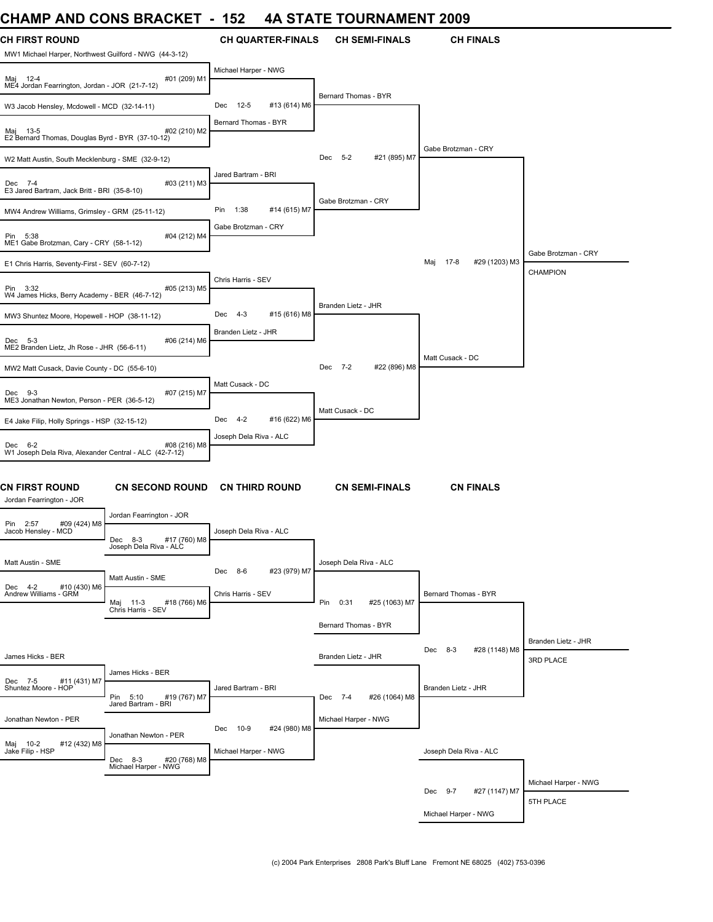# CHAMP AND CONS BRACKET - 152 4A STATE TOURNAMENT 2009

## CH FIRST ROUND

| CH First Round | Result | Bout |
|---|---|---|
| MW1 Michael Harper, Northwest Guilford - NWG (44-3-12) vs ME4 Jordan Fearrington, Jordan - JOR (21-7-12) | Maj 12-4 | #01 (209) M1 |
| W3 Jacob Hensley, Mcdowell - MCD (32-14-11) vs E2 Bernard Thomas, Douglas Byrd - BYR (37-10-12) | Maj 13-5 | #02 (210) M2 |
| W2 Matt Austin, South Mecklenburg - SME (32-9-12) vs E3 Jared Bartram, Jack Britt - BRI (35-8-10) | Dec 7-4 | #03 (211) M3 |
| MW4 Andrew Williams, Grimsley - GRM (25-11-12) vs ME1 Gabe Brotzman, Cary - CRY (58-1-12) | Pin 5:38 | #04 (212) M4 |
| E1 Chris Harris, Seventy-First - SEV (60-7-12) vs W4 James Hicks, Berry Academy - BER (46-7-12) | Pin 3:32 | #05 (213) M5 |
| MW3 Shuntez Moore, Hopewell - HOP (38-11-12) vs ME2 Branden Lietz, Jh Rose - JHR (56-6-11) | Dec 5-3 | #06 (214) M6 |
| MW2 Matt Cusack, Davie County - DC (55-6-10) vs ME3 Jonathan Newton, Person - PER (36-5-12) | Dec 9-3 | #07 (215) M7 |
| E4 Jake Filip, Holly Springs - HSP (32-15-12) vs W1 Joseph Dela Riva, Alexander Central - ALC (42-7-12) | Dec 6-2 | #08 (216) M8 |

## CH QUARTER-FINALS

| Match | Result | Bout |
|---|---|---|
| Michael Harper - NWG vs Bernard Thomas - BYR | Dec 12-5 | #13 (614) M6 |
| Jared Bartram - BRI vs Gabe Brotzman - CRY | Pin 1:38 | #14 (615) M7 |
| Chris Harris - SEV vs Branden Lietz - JHR | Dec 4-3 | #15 (616) M8 |
| Matt Cusack - DC vs Joseph Dela Riva - ALC | Dec 4-2 | #16 (622) M6 |

## CH SEMI-FINALS

| Match | Result | Bout |
|---|---|---|
| Bernard Thomas - BYR vs Gabe Brotzman - CRY | Dec 5-2 | #21 (895) M7 |
| Branden Lietz - JHR vs Matt Cusack - DC | Dec 7-2 | #22 (896) M8 |

## CH FINALS

| Match | Result | Bout |
|---|---|---|
| Gabe Brotzman - CRY vs Matt Cusack - DC | Maj 17-8 | #29 (1203) M3 |

Gabe Brotzman - CRY — CHAMPION

## CN FIRST ROUND

| Match | Result | Bout |
|---|---|---|
| Jordan Fearrington - JOR vs Jacob Hensley - MCD | Pin 2:57 | #09 (424) M8 |
| Matt Austin - SME vs Andrew Williams - GRM | Dec 4-2 | #10 (430) M6 |
| James Hicks - BER vs Shuntez Moore - HOP | Dec 7-5 | #11 (431) M7 |
| Jonathan Newton - PER vs Jake Filip - HSP | Maj 10-2 | #12 (432) M8 |

## CN SECOND ROUND

| Match | Result | Bout |
|---|---|---|
| Jordan Fearrington - JOR vs Joseph Dela Riva - ALC | Dec 8-3 | #17 (760) M8 |
| Matt Austin - SME vs Chris Harris - SEV | Maj 11-3 | #18 (766) M6 |
| James Hicks - BER vs Jared Bartram - BRI | Pin 5:10 | #19 (767) M7 |
| Jonathan Newton - PER vs Michael Harper - NWG | Dec 8-3 | #20 (768) M8 |

## CN THIRD ROUND

| Match | Result | Bout |
|---|---|---|
| Joseph Dela Riva - ALC vs Chris Harris - SEV | Dec 8-6 | #23 (979) M7 |
| Jared Bartram - BRI vs Michael Harper - NWG | Dec 10-9 | #24 (980) M8 |

## CN SEMI-FINALS

| Match | Result | Bout |
|---|---|---|
| Joseph Dela Riva - ALC vs Bernard Thomas - BYR | Pin 0:31 | #25 (1063) M7 |
| Branden Lietz - JHR vs Michael Harper - NWG | Dec 7-4 | #26 (1064) M8 |

## CN FINALS

| Match | Result | Bout |
|---|---|---|
| Bernard Thomas - BYR vs Branden Lietz - JHR | Dec 8-3 | #28 (1148) M8 |
| Joseph Dela Riva - ALC vs Michael Harper - NWG | Dec 9-7 | #27 (1147) M7 |

Branden Lietz - JHR — 3RD PLACE

Michael Harper - NWG — 5TH PLACE

(c) 2004 Park Enterprises 2808 Park's Bluff Lane Fremont NE 68025 (402) 753-0396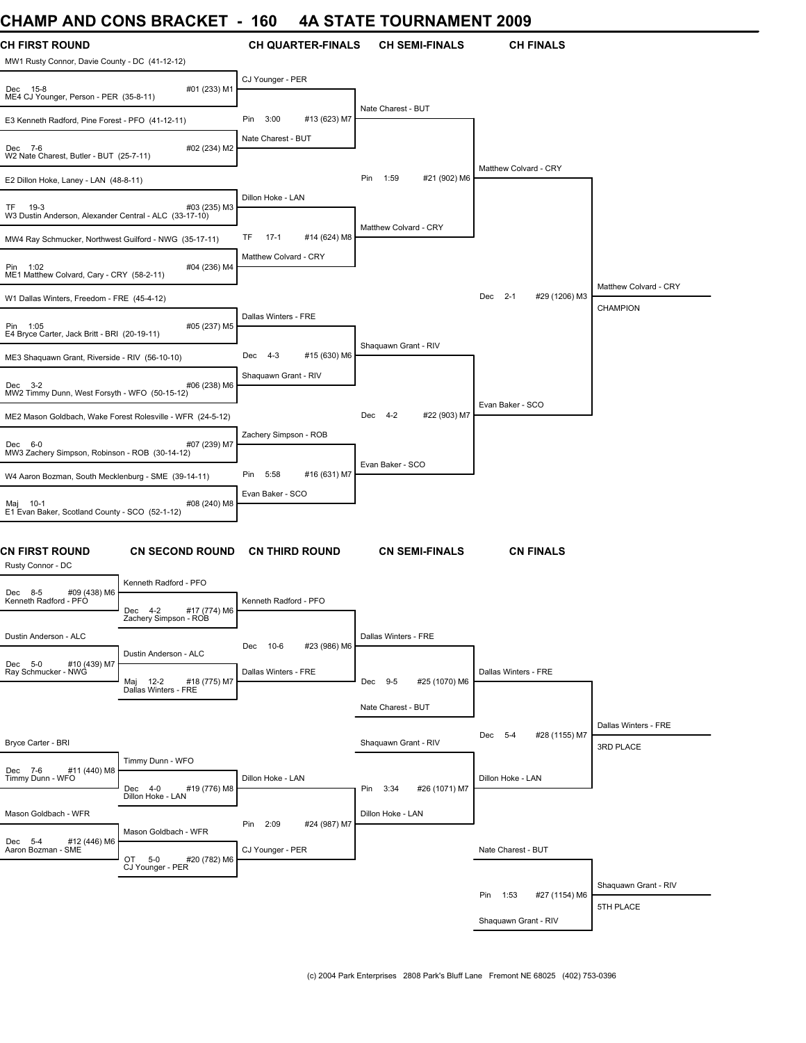# CHAMP AND CONS BRACKET - 160 4A STATE TOURNAMENT 2009

## CH FIRST ROUND

MW1 Rusty Connor, Davie County - DC (41-12-12)
Dec 15-8 #01 (233) M1
ME4 CJ Younger, Person - PER (35-8-11)

E3 Kenneth Radford, Pine Forest - PFO (41-12-11)
Dec 7-6 #02 (234) M2
W2 Nate Charest, Butler - BUT (25-7-11)

E2 Dillon Hoke, Laney - LAN (48-8-11)
TF 19-3 #03 (235) M3
W3 Dustin Anderson, Alexander Central - ALC (33-17-10)

MW4 Ray Schmucker, Northwest Guilford - NWG (35-17-11)
Pin 1:02 #04 (236) M4
ME1 Matthew Colvard, Cary - CRY (58-2-11)

W1 Dallas Winters, Freedom - FRE (45-4-12)
Pin 1:05 #05 (237) M5
E4 Bryce Carter, Jack Britt - BRI (20-19-11)

ME3 Shaquawn Grant, Riverside - RIV (56-10-10)
Dec 3-2 #06 (238) M6
MW2 Timmy Dunn, West Forsyth - WFO (50-15-12)

ME2 Mason Goldbach, Wake Forest Rolesville - WFR (24-5-12)
Dec 6-0 #07 (239) M7
MW3 Zachery Simpson, Robinson - ROB (30-14-12)

W4 Aaron Bozman, South Mecklenburg - SME (39-14-11)
Maj 10-1 #08 (240) M8
E1 Evan Baker, Scotland County - SCO (52-1-12)

## CH QUARTER-FINALS

CJ Younger - PER
Pin 3:00 #13 (623) M7
Nate Charest - BUT

Dillon Hoke - LAN
TF 17-1 #14 (624) M8
Matthew Colvard - CRY

Dallas Winters - FRE
Dec 4-3 #15 (630) M6
Shaquawn Grant - RIV

Zachery Simpson - ROB
Pin 5:58 #16 (631) M7
Evan Baker - SCO

## CH SEMI-FINALS

Nate Charest - BUT
Pin 1:59 #21 (902) M6
Matthew Colvard - CRY

Shaquawn Grant - RIV
Dec 4-2 #22 (903) M7
Evan Baker - SCO

## CH FINALS

Matthew Colvard - CRY
Dec 2-1 #29 (1206) M3
Evan Baker - SCO

Matthew Colvard - CRY
CHAMPION

## CN FIRST ROUND

Rusty Connor - DC
Dec 8-5 #09 (438) M6
Kenneth Radford - PFO

Dustin Anderson - ALC
Dec 5-0 #10 (439) M7
Ray Schmucker - NWG

Bryce Carter - BRI
Dec 7-6 #11 (440) M8
Timmy Dunn - WFO

Mason Goldbach - WFR
Dec 5-4 #12 (446) M6
Aaron Bozman - SME

## CN SECOND ROUND

Kenneth Radford - PFO
Dec 4-2 #17 (774) M6
Zachery Simpson - ROB

Dustin Anderson - ALC
Maj 12-2 #18 (775) M7
Dallas Winters - FRE

Timmy Dunn - WFO
Dec 4-0 #19 (776) M8
Dillon Hoke - LAN

Mason Goldbach - WFR
OT 5-0 #20 (782) M6
CJ Younger - PER

## CN THIRD ROUND

Kenneth Radford - PFO
Dec 10-6 #23 (986) M6
Dallas Winters - FRE

Dillon Hoke - LAN
Pin 2:09 #24 (987) M7
CJ Younger - PER

## CN SEMI-FINALS

Dallas Winters - FRE
Dec 9-5 #25 (1070) M6
Nate Charest - BUT

Shaquawn Grant - RIV
Pin 3:34 #26 (1071) M7
Dillon Hoke - LAN

## CN FINALS

Dallas Winters - FRE
Dec 5-4 #28 (1155) M7
Dillon Hoke - LAN

Dallas Winters - FRE
3RD PLACE

Nate Charest - BUT
Pin 1:53 #27 (1154) M6
Shaquawn Grant - RIV

Shaquawn Grant - RIV
5TH PLACE

(c) 2004 Park Enterprises 2808 Park's Bluff Lane Fremont NE 68025 (402) 753-0396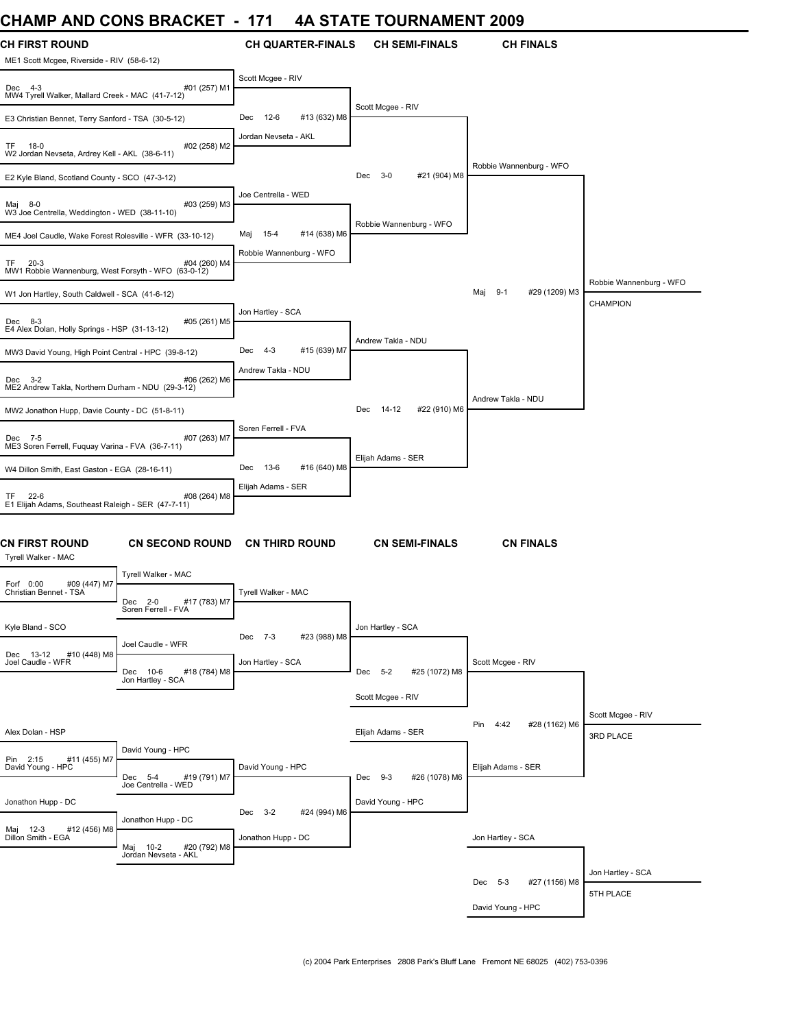# CHAMP AND CONS BRACKET - 171 4A STATE TOURNAMENT 2009

## CH FIRST ROUND

ME1 Scott Mcgee, Riverside - RIV (58-6-12)
Dec 4-3 #01 (257) M1
MW4 Tyrell Walker, Mallard Creek - MAC (41-7-12)

E3 Christian Bennet, Terry Sanford - TSA (30-5-12)
TF 18-0 #02 (258) M2
W2 Jordan Nevseta, Ardrey Kell - AKL (38-6-11)

E2 Kyle Bland, Scotland County - SCO (47-3-12)
Maj 8-0 #03 (259) M3
W3 Joe Centrella, Weddington - WED (38-11-10)

ME4 Joel Caudle, Wake Forest Rolesville - WFR (33-10-12)
TF 20-3 #04 (260) M4
MW1 Robbie Wannenburg, West Forsyth - WFO (63-0-12)

W1 Jon Hartley, South Caldwell - SCA (41-6-12)
Dec 8-3 #05 (261) M5
E4 Alex Dolan, Holly Springs - HSP (31-13-12)

MW3 David Young, High Point Central - HPC (39-8-12)
Dec 3-2 #06 (262) M6
ME2 Andrew Takla, Northern Durham - NDU (29-3-12)

MW2 Jonathon Hupp, Davie County - DC (51-8-11)
Dec 7-5 #07 (263) M7
ME3 Soren Ferrell, Fuquay Varina - FVA (36-7-11)

W4 Dillon Smith, East Gaston - EGA (28-16-11)
TF 22-6 #08 (264) M8
E1 Elijah Adams, Southeast Raleigh - SER (47-7-11)

## CH QUARTER-FINALS

Scott Mcgee - RIV
Dec 12-6 #13 (632) M8
Jordan Nevseta - AKL

Joe Centrella - WED
Maj 15-4 #14 (638) M6
Robbie Wannenburg - WFO

Jon Hartley - SCA
Dec 4-3 #15 (639) M7
Andrew Takla - NDU

Soren Ferrell - FVA
Dec 13-6 #16 (640) M8
Elijah Adams - SER

## CH SEMI-FINALS

Scott Mcgee - RIV
Dec 3-0 #21 (904) M8
Robbie Wannenburg - WFO

Andrew Takla - NDU
Dec 14-12 #22 (910) M6
Elijah Adams - SER

## CH FINALS

Robbie Wannenburg - WFO
Maj 9-1 #29 (1209) M3
Andrew Takla - NDU

Robbie Wannenburg - WFO
CHAMPION

## CN FIRST ROUND

Tyrell Walker - MAC
Forf 0:00 #09 (447) M7
Christian Bennet - TSA

Kyle Bland - SCO
Dec 13-12 #10 (448) M8
Joel Caudle - WFR

Alex Dolan - HSP
Pin 2:15 #11 (455) M7
David Young - HPC

Jonathon Hupp - DC
Maj 12-3 #12 (456) M8
Dillon Smith - EGA

## CN SECOND ROUND

Tyrell Walker - MAC
Dec 2-0 #17 (783) M7
Soren Ferrell - FVA

Joel Caudle - WFR
Dec 10-6 #18 (784) M8
Jon Hartley - SCA

David Young - HPC
Dec 5-4 #19 (791) M7
Joe Centrella - WED

Jonathon Hupp - DC
Maj 10-2 #20 (792) M8
Jordan Nevseta - AKL

## CN THIRD ROUND

Tyrell Walker - MAC
Dec 7-3 #23 (988) M8
Jon Hartley - SCA

David Young - HPC
Dec 3-2 #24 (994) M6
Jonathon Hupp - DC

## CN SEMI-FINALS

Jon Hartley - SCA
Dec 5-2 #25 (1072) M8
Scott Mcgee - RIV

Elijah Adams - SER
Dec 9-3 #26 (1078) M6
David Young - HPC

## CN FINALS

Scott Mcgee - RIV
Pin 4:42 #28 (1162) M6
Elijah Adams - SER

Scott Mcgee - RIV
3RD PLACE

Jon Hartley - SCA
Dec 5-3 #27 (1156) M8
David Young - HPC

Jon Hartley - SCA
5TH PLACE

(c) 2004 Park Enterprises 2808 Park's Bluff Lane Fremont NE 68025 (402) 753-0396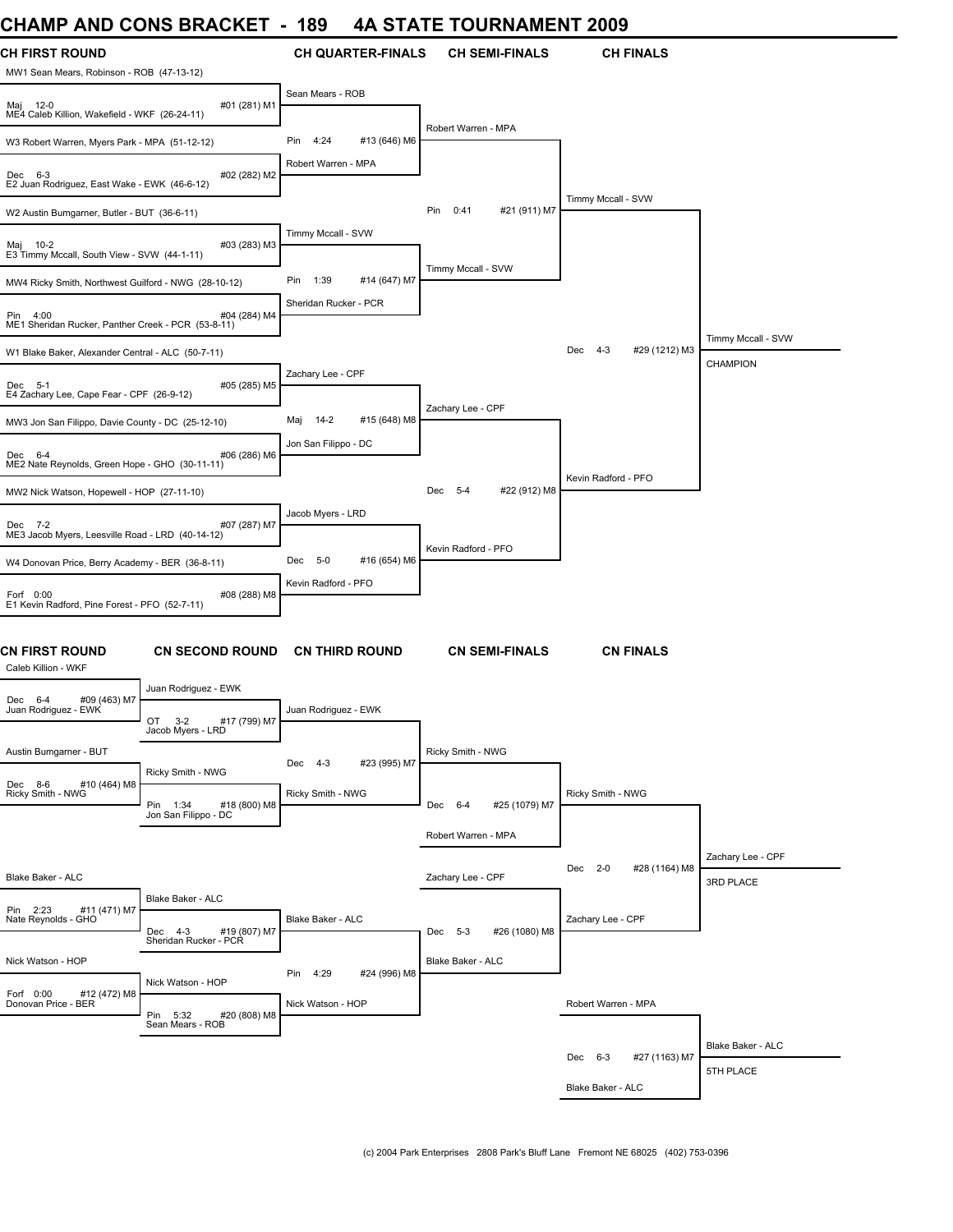# CHAMP AND CONS BRACKET - 189 4A STATE TOURNAMENT 2009

## CH FIRST ROUND

MW1 Sean Mears, Robinson - ROB (47-13-12)
Maj 12-0 #01 (281) M1
ME4 Caleb Killion, Wakefield - WKF (26-24-11)

W3 Robert Warren, Myers Park - MPA (51-12-12)
Dec 6-3 #02 (282) M2
E2 Juan Rodriguez, East Wake - EWK (46-6-12)

W2 Austin Bumgarner, Butler - BUT (36-6-11)
Maj 10-2 #03 (283) M3
E3 Timmy Mccall, South View - SVW (44-1-11)

MW4 Ricky Smith, Northwest Guilford - NWG (28-10-12)
Pin 4:00 #04 (284) M4
ME1 Sheridan Rucker, Panther Creek - PCR (53-8-11)

W1 Blake Baker, Alexander Central - ALC (50-7-11)
Dec 5-1 #05 (285) M5
E4 Zachary Lee, Cape Fear - CPF (26-9-12)

MW3 Jon San Filippo, Davie County - DC (25-12-10)
Dec 6-4 #06 (286) M6
ME2 Nate Reynolds, Green Hope - GHO (30-11-11)

MW2 Nick Watson, Hopewell - HOP (27-11-10)
Dec 7-2 #07 (287) M7
ME3 Jacob Myers, Leesville Road - LRD (40-14-12)

W4 Donovan Price, Berry Academy - BER (36-8-11)
Forf 0:00 #08 (288) M8
E1 Kevin Radford, Pine Forest - PFO (52-7-11)

## CH QUARTER-FINALS

Sean Mears - ROB
Pin 4:24 #13 (646) M6
Robert Warren - MPA

Timmy Mccall - SVW
Pin 1:39 #14 (647) M7
Sheridan Rucker - PCR

Zachary Lee - CPF
Maj 14-2 #15 (648) M8
Jon San Filippo - DC

Jacob Myers - LRD
Dec 5-0 #16 (654) M6
Kevin Radford - PFO

## CH SEMI-FINALS

Robert Warren - MPA
Pin 0:41 #21 (911) M7
Timmy Mccall - SVW

Zachary Lee - CPF
Dec 5-4 #22 (912) M8
Kevin Radford - PFO

## CH FINALS

Timmy Mccall - SVW
Dec 4-3 #29 (1212) M3
Kevin Radford - PFO

Timmy Mccall - SVW
CHAMPION

## CN FIRST ROUND

Caleb Killion - WKF
Dec 6-4 #09 (463) M7
Juan Rodriguez - EWK

Austin Bumgarner - BUT
Dec 8-6 #10 (464) M8
Ricky Smith - NWG

Blake Baker - ALC
Pin 2:23 #11 (471) M7
Nate Reynolds - GHO

Nick Watson - HOP
Forf 0:00 #12 (472) M8
Donovan Price - BER

## CN SECOND ROUND

Juan Rodriguez - EWK
OT 3-2 #17 (799) M7
Jacob Myers - LRD

Ricky Smith - NWG
Pin 1:34 #18 (800) M8
Jon San Filippo - DC

Blake Baker - ALC
Dec 4-3 #19 (807) M7
Sheridan Rucker - PCR

Nick Watson - HOP
Pin 5:32 #20 (808) M8
Sean Mears - ROB

## CN THIRD ROUND

Juan Rodriguez - EWK
Dec 4-3 #23 (995) M7
Ricky Smith - NWG

Blake Baker - ALC
Pin 4:29 #24 (996) M8
Nick Watson - HOP

## CN SEMI-FINALS

Ricky Smith - NWG
Dec 6-4 #25 (1079) M7
Robert Warren - MPA

Zachary Lee - CPF
Dec 5-3 #26 (1080) M8
Blake Baker - ALC

## CN FINALS

Ricky Smith - NWG
Dec 2-0 #28 (1164) M8
Zachary Lee - CPF

Zachary Lee - CPF
3RD PLACE

Robert Warren - MPA
Dec 6-3 #27 (1163) M7
Blake Baker - ALC

Blake Baker - ALC
5TH PLACE

(c) 2004 Park Enterprises 2808 Park's Bluff Lane Fremont NE 68025 (402) 753-0396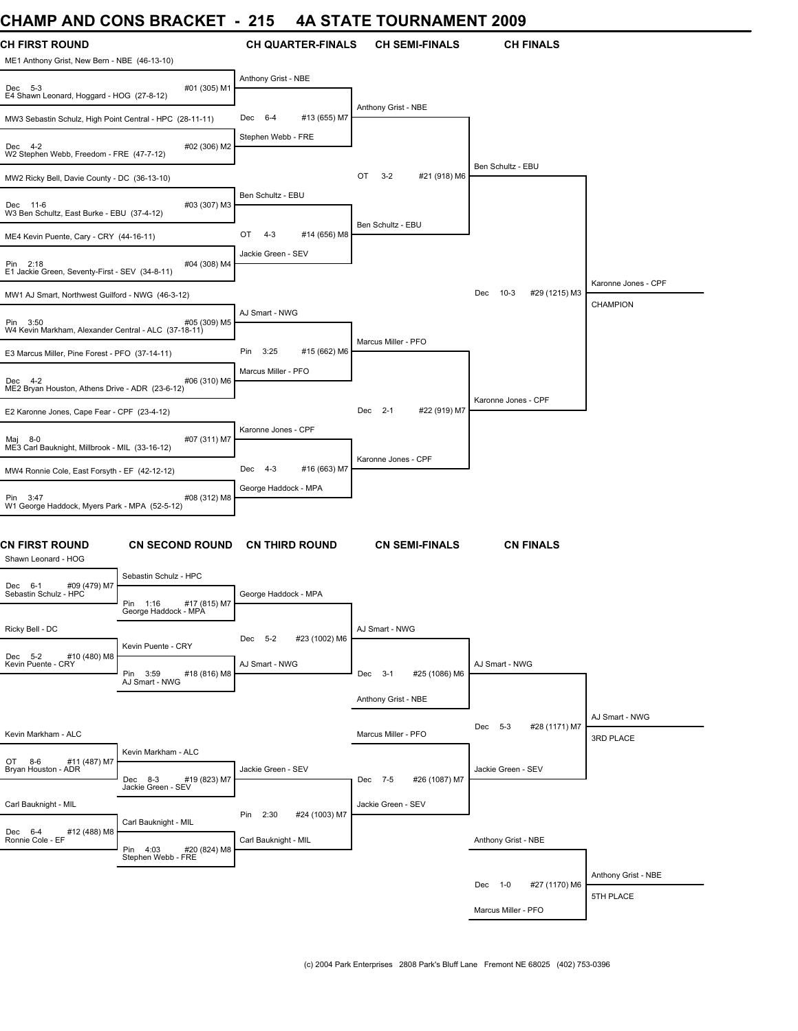# CHAMP AND CONS BRACKET - 215 4A STATE TOURNAMENT 2009

## CH FIRST ROUND

ME1 Anthony Grist, New Bern - NBE (46-13-10)
Dec 5-3 #01 (305) M1
E4 Shawn Leonard, Hoggard - HOG (27-8-12)

MW3 Sebastin Schulz, High Point Central - HPC (28-11-11)
Dec 4-2 #02 (306) M2
W2 Stephen Webb, Freedom - FRE (47-7-12)

MW2 Ricky Bell, Davie County - DC (36-13-10)
Dec 11-6 #03 (307) M3
W3 Ben Schultz, East Burke - EBU (37-4-12)

ME4 Kevin Puente, Cary - CRY (44-16-11)
Pin 2:18 #04 (308) M4
E1 Jackie Green, Seventy-First - SEV (34-8-11)

MW1 AJ Smart, Northwest Guilford - NWG (46-3-12)
Pin 3:50 #05 (309) M5
W4 Kevin Markham, Alexander Central - ALC (37-18-11)

E3 Marcus Miller, Pine Forest - PFO (37-14-11)
Dec 4-2 #06 (310) M6
ME2 Bryan Houston, Athens Drive - ADR (23-6-12)

E2 Karonne Jones, Cape Fear - CPF (23-4-12)
Maj 8-0 #07 (311) M7
ME3 Carl Bauknight, Millbrook - MIL (33-16-12)

MW4 Ronnie Cole, East Forsyth - EF (42-12-12)
Pin 3:47 #08 (312) M8
W1 George Haddock, Myers Park - MPA (52-5-12)

## CH QUARTER-FINALS

Anthony Grist - NBE
Dec 6-4 #13 (655) M7
Stephen Webb - FRE

Ben Schultz - EBU
OT 4-3 #14 (656) M8
Jackie Green - SEV

AJ Smart - NWG
Pin 3:25 #15 (662) M6
Marcus Miller - PFO

Karonne Jones - CPF
Dec 4-3 #16 (663) M7
George Haddock - MPA

## CH SEMI-FINALS

Anthony Grist - NBE
OT 3-2 #21 (918) M6
Ben Schultz - EBU

Marcus Miller - PFO
Dec 2-1 #22 (919) M7
Karonne Jones - CPF

## CH FINALS

Ben Schultz - EBU
Dec 10-3 #29 (1215) M3
Karonne Jones - CPF

Karonne Jones - CPF
CHAMPION

## CN FIRST ROUND

Shawn Leonard - HOG
Dec 6-1 #09 (479) M7
Sebastin Schulz - HPC

Ricky Bell - DC
Dec 5-2 #10 (480) M8
Kevin Puente - CRY

Kevin Markham - ALC
OT 8-6 #11 (487) M7
Bryan Houston - ADR

Carl Bauknight - MIL
Dec 6-4 #12 (488) M8
Ronnie Cole - EF

## CN SECOND ROUND

Sebastin Schulz - HPC
Pin 1:16 #17 (815) M7
George Haddock - MPA

Kevin Puente - CRY
Pin 3:59 #18 (816) M8
AJ Smart - NWG

Kevin Markham - ALC
Dec 8-3 #19 (823) M7
Jackie Green - SEV

Carl Bauknight - MIL
Pin 4:03 #20 (824) M8
Stephen Webb - FRE

## CN THIRD ROUND

George Haddock - MPA
Dec 5-2 #23 (1002) M6
AJ Smart - NWG

Jackie Green - SEV
Pin 2:30 #24 (1003) M7
Carl Bauknight - MIL

## CN SEMI-FINALS

AJ Smart - NWG
Dec 3-1 #25 (1086) M6
Anthony Grist - NBE

Marcus Miller - PFO
Dec 7-5 #26 (1087) M7
Jackie Green - SEV

## CN FINALS

AJ Smart - NWG
Dec 5-3 #28 (1171) M7
Jackie Green - SEV

AJ Smart - NWG
3RD PLACE

Anthony Grist - NBE
Dec 1-0 #27 (1170) M6
Marcus Miller - PFO

Anthony Grist - NBE
5TH PLACE

(c) 2004 Park Enterprises 2808 Park's Bluff Lane Fremont NE 68025 (402) 753-0396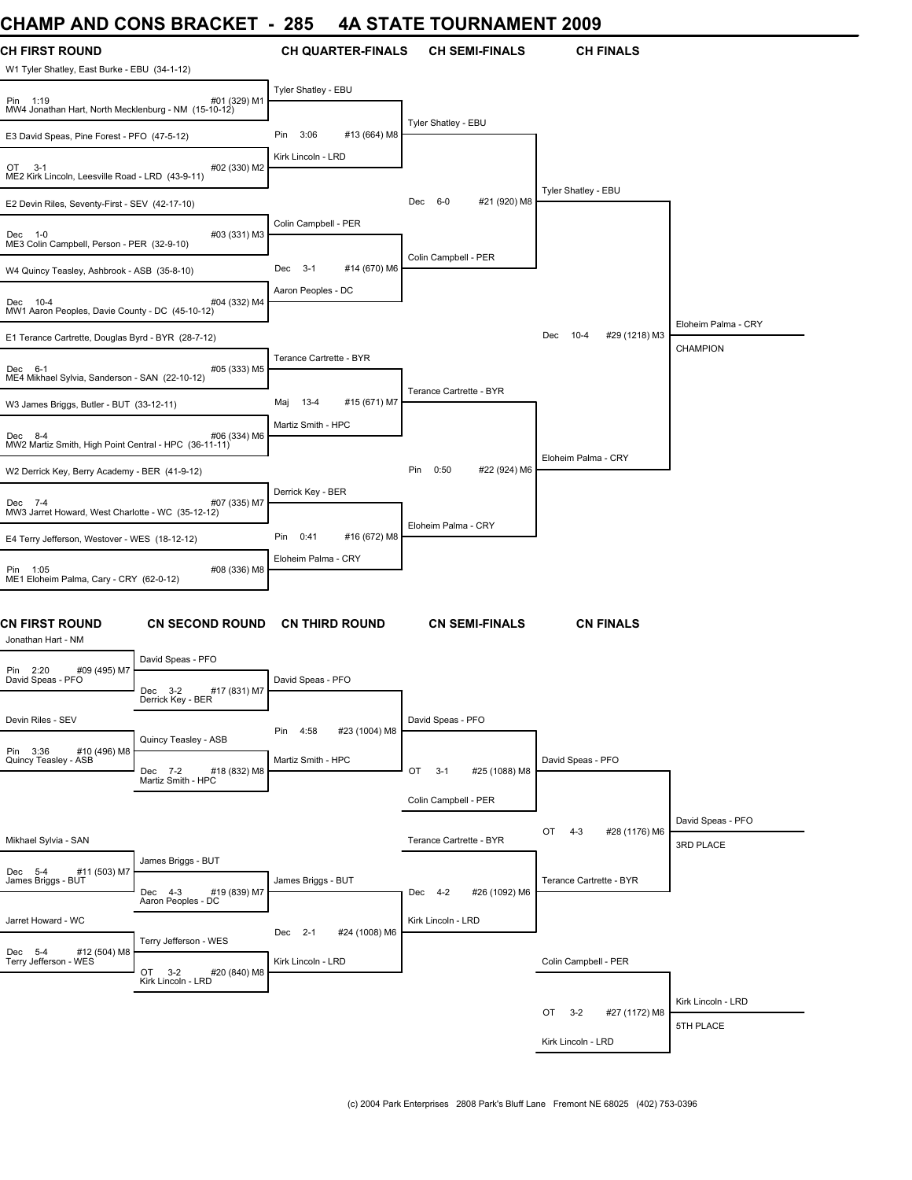# CHAMP AND CONS BRACKET - 285 4A STATE TOURNAMENT 2009

## CH FIRST ROUND

W1 Tyler Shatley, East Burke - EBU (34-1-12)
Pin 1:19 #01 (329) M1
MW4 Jonathan Hart, North Mecklenburg - NM (15-10-12)

E3 David Speas, Pine Forest - PFO (47-5-12)
OT 3-1 #02 (330) M2
ME2 Kirk Lincoln, Leesville Road - LRD (43-9-11)

E2 Devin Riles, Seventy-First - SEV (42-17-10)
Dec 1-0 #03 (331) M3
ME3 Colin Campbell, Person - PER (32-9-10)

W4 Quincy Teasley, Ashbrook - ASB (35-8-10)
Dec 10-4 #04 (332) M4
MW1 Aaron Peoples, Davie County - DC (45-10-12)

E1 Terance Cartrette, Douglas Byrd - BYR (28-7-12)
Dec 6-1 #05 (333) M5
ME4 Mikhael Sylvia, Sanderson - SAN (22-10-12)

W3 James Briggs, Butler - BUT (33-12-11)
Dec 8-4 #06 (334) M6
MW2 Martiz Smith, High Point Central - HPC (36-11-11)

W2 Derrick Key, Berry Academy - BER (41-9-12)
Dec 7-4 #07 (335) M7
MW3 Jarret Howard, West Charlotte - WC (35-12-12)

E4 Terry Jefferson, Westover - WES (18-12-12)
Pin 1:05 #08 (336) M8
ME1 Eloheim Palma, Cary - CRY (62-0-12)

## CH QUARTER-FINALS

Tyler Shatley - EBU
Pin 3:06 #13 (664) M8
Kirk Lincoln - LRD

Colin Campbell - PER
Dec 3-1 #14 (670) M6
Aaron Peoples - DC

Terance Cartrette - BYR
Maj 13-4 #15 (671) M7
Martiz Smith - HPC

Derrick Key - BER
Pin 0:41 #16 (672) M8
Eloheim Palma - CRY

## CH SEMI-FINALS

Tyler Shatley - EBU
Dec 6-0 #21 (920) M8
Colin Campbell - PER

Terance Cartrette - BYR
Pin 0:50 #22 (924) M6
Eloheim Palma - CRY

## CH FINALS

Tyler Shatley - EBU
Dec 10-4 #29 (1218) M3
Eloheim Palma - CRY

Eloheim Palma - CRY
CHAMPION

## CN FIRST ROUND

Jonathan Hart - NM
Pin 2:20 #09 (495) M7
David Speas - PFO

Devin Riles - SEV
Pin 3:36 #10 (496) M8
Quincy Teasley - ASB

Mikhael Sylvia - SAN
Dec 5-4 #11 (503) M7
James Briggs - BUT

Jarret Howard - WC
Dec 5-4 #12 (504) M8
Terry Jefferson - WES

## CN SECOND ROUND

David Speas - PFO
Dec 3-2 #17 (831) M7
Derrick Key - BER

Quincy Teasley - ASB
Dec 7-2 #18 (832) M8
Martiz Smith - HPC

James Briggs - BUT
Dec 4-3 #19 (839) M7
Aaron Peoples - DC

Terry Jefferson - WES
OT 3-2 #20 (840) M8
Kirk Lincoln - LRD

## CN THIRD ROUND

David Speas - PFO
Pin 4:58 #23 (1004) M8
Martiz Smith - HPC

James Briggs - BUT
Dec 2-1 #24 (1008) M6
Kirk Lincoln - LRD

## CN SEMI-FINALS

David Speas - PFO
OT 3-1 #25 (1088) M8
Colin Campbell - PER

Terance Cartrette - BYR
Dec 4-2 #26 (1092) M6
Kirk Lincoln - LRD

## CN FINALS

David Speas - PFO
OT 4-3 #28 (1176) M6
Terance Cartrette - BYR

David Speas - PFO
3RD PLACE

Colin Campbell - PER
OT 3-2 #27 (1172) M8
Kirk Lincoln - LRD

Kirk Lincoln - LRD
5TH PLACE

(c) 2004 Park Enterprises 2808 Park's Bluff Lane Fremont NE 68025 (402) 753-0396